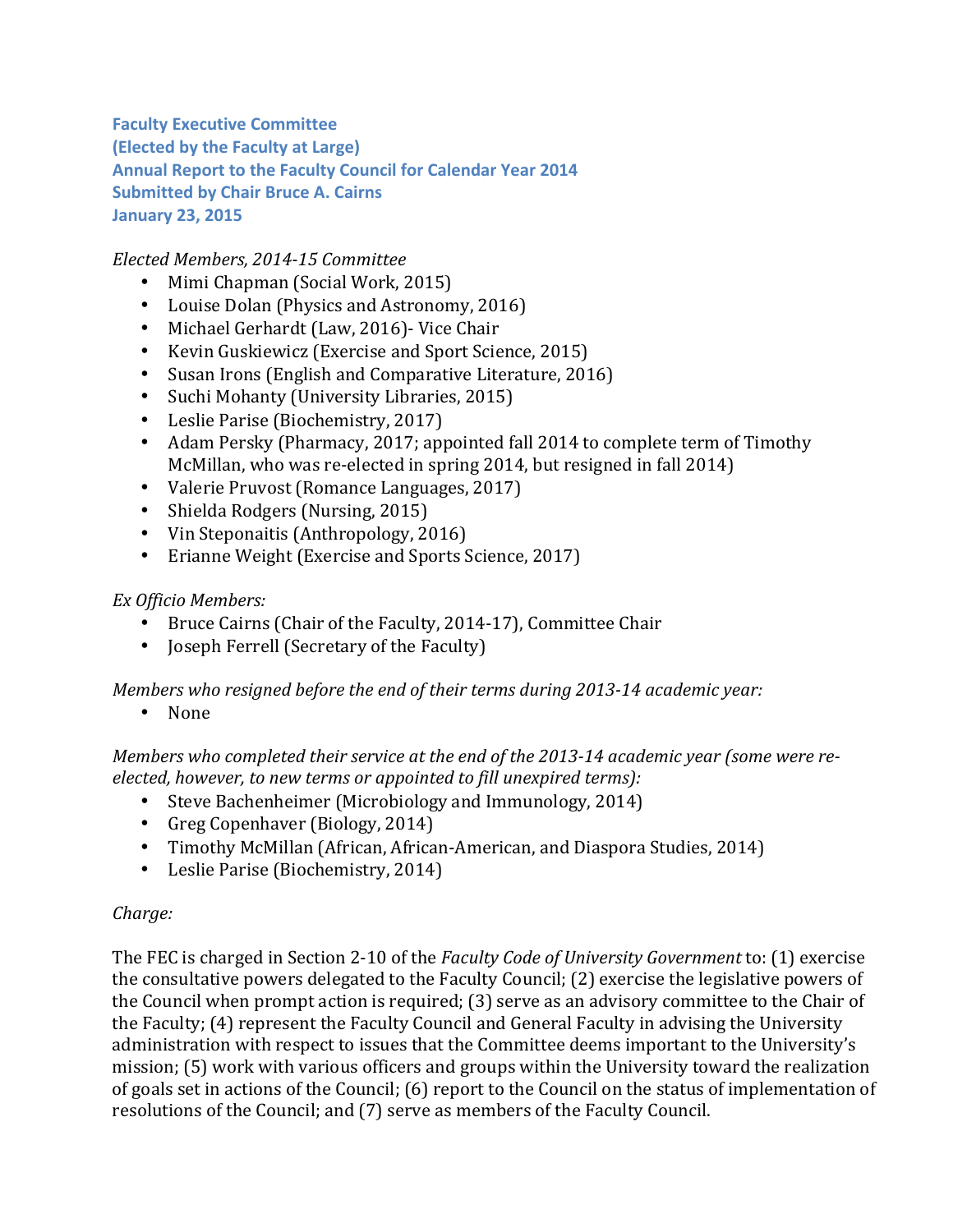**Faculty Executive Committee**
**(Elected by the Faculty at Large)**
**Annual Report to the Faculty Council for Calendar Year 2014**
**Submitted by Chair Bruce A. Cairns**
**January 23, 2015**

*Elected Members, 2014-15 Committee*

- Mimi Chapman (Social Work, 2015)
- Louise Dolan (Physics and Astronomy, 2016)
- Michael Gerhardt (Law, 2016)- Vice Chair
- Kevin Guskiewicz (Exercise and Sport Science, 2015)
- Susan Irons (English and Comparative Literature, 2016)
- Suchi Mohanty (University Libraries, 2015)
- Leslie Parise (Biochemistry, 2017)
- Adam Persky (Pharmacy, 2017; appointed fall 2014 to complete term of Timothy McMillan, who was re-elected in spring 2014, but resigned in fall 2014)
- Valerie Pruvost (Romance Languages, 2017)
- Shielda Rodgers (Nursing, 2015)
- Vin Steponaitis (Anthropology, 2016)
- Erianne Weight (Exercise and Sports Science, 2017)

*Ex Officio Members:*

- Bruce Cairns (Chair of the Faculty, 2014-17), Committee Chair
- Joseph Ferrell (Secretary of the Faculty)

*Members who resigned before the end of their terms during 2013-14 academic year:*

- None

*Members who completed their service at the end of the 2013-14 academic year (some were re-elected, however, to new terms or appointed to fill unexpired terms):*

- Steve Bachenheimer (Microbiology and Immunology, 2014)
- Greg Copenhaver (Biology, 2014)
- Timothy McMillan (African, African-American, and Diaspora Studies, 2014)
- Leslie Parise (Biochemistry, 2014)

*Charge:*

The FEC is charged in Section 2-10 of the *Faculty Code of University Government* to: (1) exercise the consultative powers delegated to the Faculty Council; (2) exercise the legislative powers of the Council when prompt action is required; (3) serve as an advisory committee to the Chair of the Faculty; (4) represent the Faculty Council and General Faculty in advising the University administration with respect to issues that the Committee deems important to the University's mission; (5) work with various officers and groups within the University toward the realization of goals set in actions of the Council; (6) report to the Council on the status of implementation of resolutions of the Council; and (7) serve as members of the Faculty Council.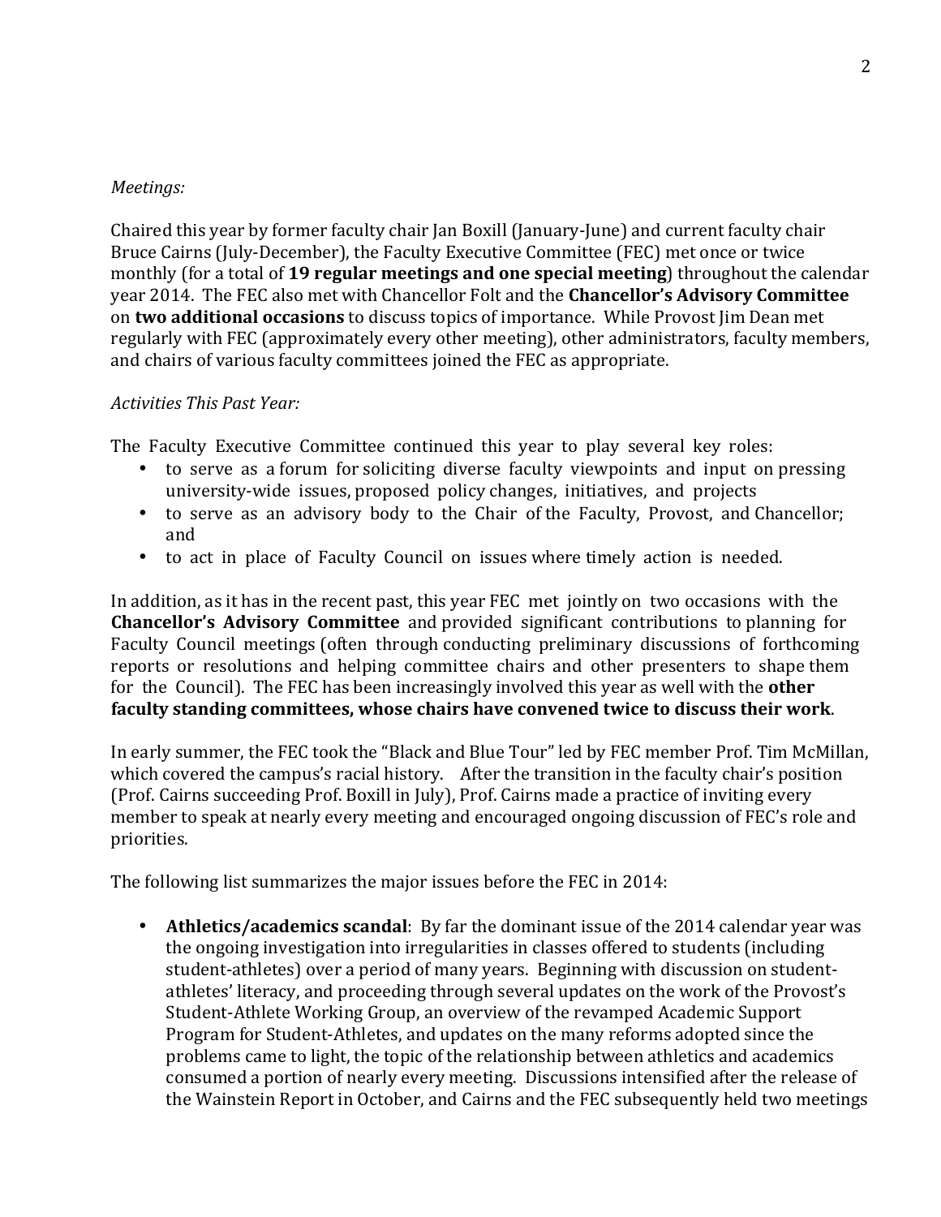*Meetings:*

Chaired this year by former faculty chair Jan Boxill (January-June) and current faculty chair Bruce Cairns (July-December), the Faculty Executive Committee (FEC) met once or twice monthly (for a total of **19 regular meetings and one special meeting**) throughout the calendar year 2014. The FEC also met with Chancellor Folt and the **Chancellor's Advisory Committee** on **two additional occasions** to discuss topics of importance. While Provost Jim Dean met regularly with FEC (approximately every other meeting), other administrators, faculty members, and chairs of various faculty committees joined the FEC as appropriate.

*Activities This Past Year:*

The Faculty Executive Committee continued this year to play several key roles:

- to serve as a forum for soliciting diverse faculty viewpoints and input on pressing university-wide issues, proposed policy changes, initiatives, and projects
- to serve as an advisory body to the Chair of the Faculty, Provost, and Chancellor; and
- to act in place of Faculty Council on issues where timely action is needed.

In addition, as it has in the recent past, this year FEC met jointly on two occasions with the **Chancellor's Advisory Committee** and provided significant contributions to planning for Faculty Council meetings (often through conducting preliminary discussions of forthcoming reports or resolutions and helping committee chairs and other presenters to shape them for the Council). The FEC has been increasingly involved this year as well with the **other faculty standing committees, whose chairs have convened twice to discuss their work**.

In early summer, the FEC took the "Black and Blue Tour" led by FEC member Prof. Tim McMillan, which covered the campus's racial history. After the transition in the faculty chair's position (Prof. Cairns succeeding Prof. Boxill in July), Prof. Cairns made a practice of inviting every member to speak at nearly every meeting and encouraged ongoing discussion of FEC's role and priorities.

The following list summarizes the major issues before the FEC in 2014:

- **Athletics/academics scandal**: By far the dominant issue of the 2014 calendar year was the ongoing investigation into irregularities in classes offered to students (including student-athletes) over a period of many years. Beginning with discussion on student-athletes' literacy, and proceeding through several updates on the work of the Provost's Student-Athlete Working Group, an overview of the revamped Academic Support Program for Student-Athletes, and updates on the many reforms adopted since the problems came to light, the topic of the relationship between athletics and academics consumed a portion of nearly every meeting. Discussions intensified after the release of the Wainstein Report in October, and Cairns and the FEC subsequently held two meetings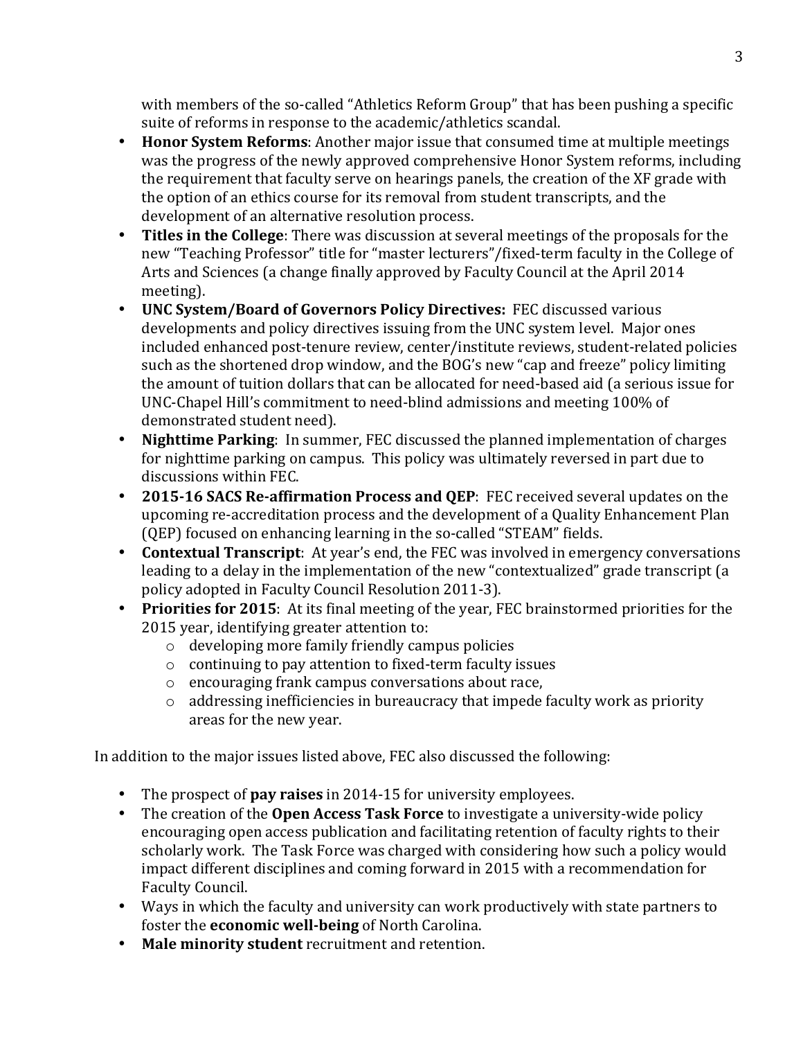with members of the so-called "Athletics Reform Group" that has been pushing a specific suite of reforms in response to the academic/athletics scandal.

- **Honor System Reforms**: Another major issue that consumed time at multiple meetings was the progress of the newly approved comprehensive Honor System reforms, including the requirement that faculty serve on hearings panels, the creation of the XF grade with the option of an ethics course for its removal from student transcripts, and the development of an alternative resolution process.
- **Titles in the College**: There was discussion at several meetings of the proposals for the new "Teaching Professor" title for "master lecturers"/fixed-term faculty in the College of Arts and Sciences (a change finally approved by Faculty Council at the April 2014 meeting).
- **UNC System/Board of Governors Policy Directives:** FEC discussed various developments and policy directives issuing from the UNC system level. Major ones included enhanced post-tenure review, center/institute reviews, student-related policies such as the shortened drop window, and the BOG's new "cap and freeze" policy limiting the amount of tuition dollars that can be allocated for need-based aid (a serious issue for UNC-Chapel Hill's commitment to need-blind admissions and meeting 100% of demonstrated student need).
- **Nighttime Parking**: In summer, FEC discussed the planned implementation of charges for nighttime parking on campus. This policy was ultimately reversed in part due to discussions within FEC.
- **2015-16 SACS Re-affirmation Process and QEP**: FEC received several updates on the upcoming re-accreditation process and the development of a Quality Enhancement Plan (QEP) focused on enhancing learning in the so-called "STEAM" fields.
- **Contextual Transcript**: At year's end, the FEC was involved in emergency conversations leading to a delay in the implementation of the new "contextualized" grade transcript (a policy adopted in Faculty Council Resolution 2011-3).
- **Priorities for 2015**: At its final meeting of the year, FEC brainstormed priorities for the 2015 year, identifying greater attention to:
  - developing more family friendly campus policies
  - continuing to pay attention to fixed-term faculty issues
  - encouraging frank campus conversations about race,
  - addressing inefficiencies in bureaucracy that impede faculty work as priority areas for the new year.

In addition to the major issues listed above, FEC also discussed the following:

- The prospect of **pay raises** in 2014-15 for university employees.
- The creation of the **Open Access Task Force** to investigate a university-wide policy encouraging open access publication and facilitating retention of faculty rights to their scholarly work. The Task Force was charged with considering how such a policy would impact different disciplines and coming forward in 2015 with a recommendation for Faculty Council.
- Ways in which the faculty and university can work productively with state partners to foster the **economic well-being** of North Carolina.
- **Male minority student** recruitment and retention.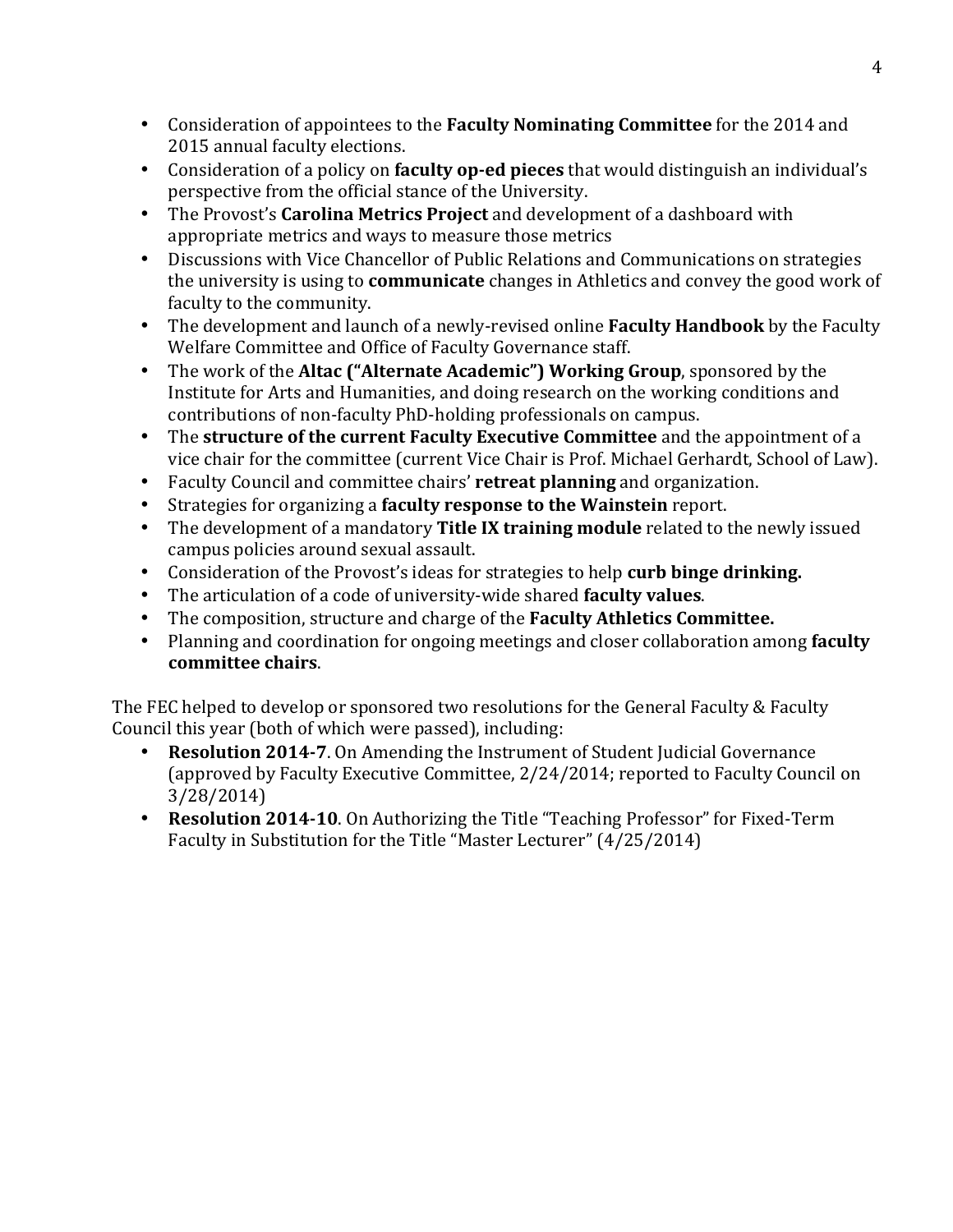- Consideration of appointees to the **Faculty Nominating Committee** for the 2014 and 2015 annual faculty elections.
- Consideration of a policy on **faculty op-ed pieces** that would distinguish an individual's perspective from the official stance of the University.
- The Provost's **Carolina Metrics Project** and development of a dashboard with appropriate metrics and ways to measure those metrics
- Discussions with Vice Chancellor of Public Relations and Communications on strategies the university is using to **communicate** changes in Athletics and convey the good work of faculty to the community.
- The development and launch of a newly-revised online **Faculty Handbook** by the Faculty Welfare Committee and Office of Faculty Governance staff.
- The work of the **Altac ("Alternate Academic") Working Group**, sponsored by the Institute for Arts and Humanities, and doing research on the working conditions and contributions of non-faculty PhD-holding professionals on campus.
- The **structure of the current Faculty Executive Committee** and the appointment of a vice chair for the committee (current Vice Chair is Prof. Michael Gerhardt, School of Law).
- Faculty Council and committee chairs' **retreat planning** and organization.
- Strategies for organizing a **faculty response to the Wainstein** report.
- The development of a mandatory **Title IX training module** related to the newly issued campus policies around sexual assault.
- Consideration of the Provost's ideas for strategies to help **curb binge drinking.**
- The articulation of a code of university-wide shared **faculty values**.
- The composition, structure and charge of the **Faculty Athletics Committee.**
- Planning and coordination for ongoing meetings and closer collaboration among **faculty committee chairs**.

The FEC helped to develop or sponsored two resolutions for the General Faculty & Faculty Council this year (both of which were passed), including:

- **Resolution 2014-7**. On Amending the Instrument of Student Judicial Governance (approved by Faculty Executive Committee, 2/24/2014; reported to Faculty Council on 3/28/2014)
- **Resolution 2014-10**. On Authorizing the Title "Teaching Professor" for Fixed-Term Faculty in Substitution for the Title "Master Lecturer" (4/25/2014)